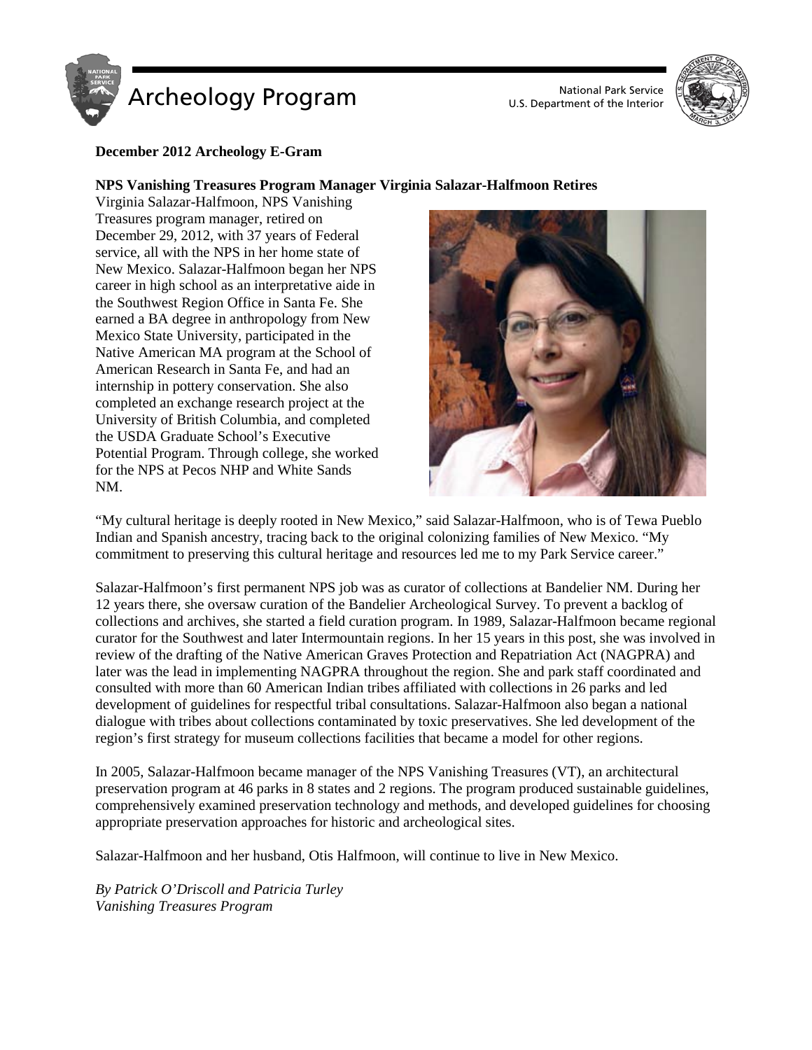# December 2012 Archeology E-Gram

## NPS Vanishing Treasures Program Manager Virginia Salazar-Halfmoon Retires

Virginia Salazar-Halfmoon, NPS Vanishing Treasures program manager, retired on December 29, 2012, with 37 years of Federal service, all with the NPS in her home state of New Mexico. Salazar-Halfmoon began her NPS career in high school as an interpretative aide in the Southwest Region Office in Santa Fe. She earned a BA degree in anthropology from New Mexico State University, participated in the Native American MA program at the School of American Research in Santa Fe, and had an internship in pottery conservation. She also completed an exchange research project at the University of British Columbia, and completed the USDA Graduate School's Executive Potential Program. Through college, she worked for the NPS at Pecos NHP and White Sands NM.

"My cultural heritage is deeply rooted in New Mexico," said Salazar-Halfmoon, who is of Tewa Pueblo Indian and Spanish ancestry, tracing back to the original colonizing families of New Mexico. "My commitment to preserving this cultural heritage and resources led me to my Park Service career."

Salazar-Halfmoon's first permanent NPS job was as curator of collections at Bandelier NM. During her 12 years there, she oversaw curation of the Bandelier Archeological Survey. To prevent a backlog of collections and archives, she started a field curation program. In 1989, Salazar-Halfmoon became regional curator for the Southwest and later Intermountain regions. In her 15 years in this post, she was involved in review of the drafting of the Native American Graves Protection and Repatriation Act (NAGPRA) and later was the lead in implementing NAGPRA throughout the region. She and park staff coordinated and consulted with more than 60 American Indian tribes affiliated with collections in 26 parks and led development of guidelines for respectful tribal consultations. Salazar-Halfmoon also began a national dialogue with tribes about collections contaminated by toxic preservatives. She led development of the region's first strategy for museum collections facilities that became a model for other regions.

In 2005, Salazar-Halfmoon became manager of the NPS Vanishing Treasures (VT), an architectural preservation program at 46 parks in 8 states and 2 regions. The program produced sustainable guidelines, comprehensively examined preservation technology and methods, and developed guidelines for choosing appropriate preservation approaches for historic and archeological sites.

Salazar-Halfmoon and her husband, Otis Halfmoon, will continue to live in New Mexico.

*By Patrick O'Driscoll and Patricia Turley*
*Vanishing Treasures Program*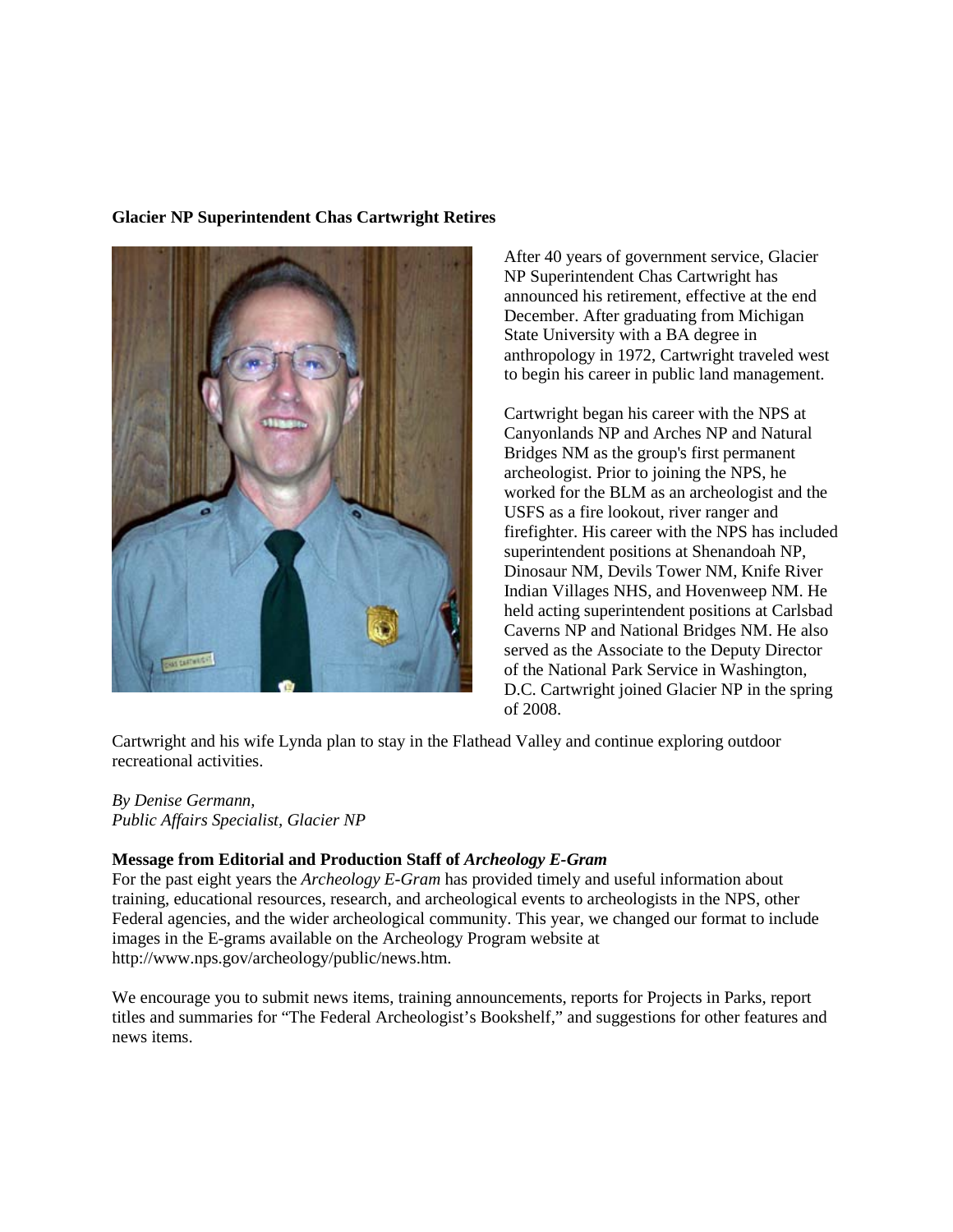**Glacier NP Superintendent Chas Cartwright Retires**

After 40 years of government service, Glacier NP Superintendent Chas Cartwright has announced his retirement, effective at the end December. After graduating from Michigan State University with a BA degree in anthropology in 1972, Cartwright traveled west to begin his career in public land management.

Cartwright began his career with the NPS at Canyonlands NP and Arches NP and Natural Bridges NM as the group's first permanent archeologist. Prior to joining the NPS, he worked for the BLM as an archeologist and the USFS as a fire lookout, river ranger and firefighter. His career with the NPS has included superintendent positions at Shenandoah NP, Dinosaur NM, Devils Tower NM, Knife River Indian Villages NHS, and Hovenweep NM. He held acting superintendent positions at Carlsbad Caverns NP and National Bridges NM. He also served as the Associate to the Deputy Director of the National Park Service in Washington, D.C. Cartwright joined Glacier NP in the spring of 2008.

Cartwright and his wife Lynda plan to stay in the Flathead Valley and continue exploring outdoor recreational activities.

*By Denise Germann,*
*Public Affairs Specialist, Glacier NP*

**Message from Editorial and Production Staff of *Archeology E-Gram***

For the past eight years the *Archeology E-Gram* has provided timely and useful information about training, educational resources, research, and archeological events to archeologists in the NPS, other Federal agencies, and the wider archeological community. This year, we changed our format to include images in the E-grams available on the Archeology Program website at http://www.nps.gov/archeology/public/news.htm.

We encourage you to submit news items, training announcements, reports for Projects in Parks, report titles and summaries for "The Federal Archeologist's Bookshelf," and suggestions for other features and news items.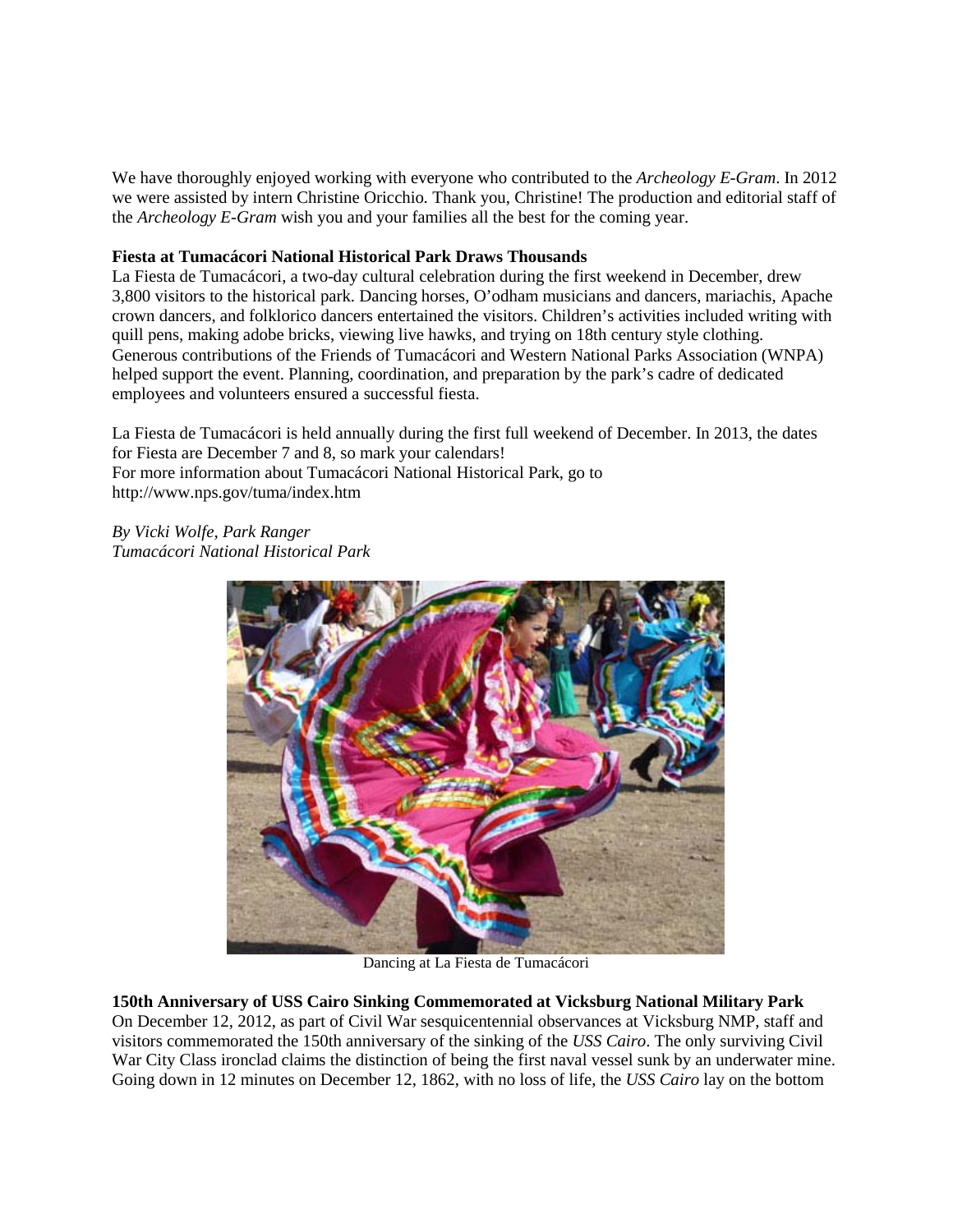We have thoroughly enjoyed working with everyone who contributed to the *Archeology E-Gram*. In 2012 we were assisted by intern Christine Oricchio. Thank you, Christine! The production and editorial staff of the *Archeology E-Gram* wish you and your families all the best for the coming year.

**Fiesta at Tumacácori National Historical Park Draws Thousands**

La Fiesta de Tumacácori, a two-day cultural celebration during the first weekend in December, drew 3,800 visitors to the historical park. Dancing horses, O'odham musicians and dancers, mariachis, Apache crown dancers, and folklorico dancers entertained the visitors. Children's activities included writing with quill pens, making adobe bricks, viewing live hawks, and trying on 18th century style clothing. Generous contributions of the Friends of Tumacácori and Western National Parks Association (WNPA) helped support the event. Planning, coordination, and preparation by the park's cadre of dedicated employees and volunteers ensured a successful fiesta.

La Fiesta de Tumacácori is held annually during the first full weekend of December. In 2013, the dates for Fiesta are December 7 and 8, so mark your calendars!
For more information about Tumacácori National Historical Park, go to http://www.nps.gov/tuma/index.htm

*By Vicki Wolfe, Park Ranger*
*Tumacácori National Historical Park*

Dancing at La Fiesta de Tumacácori

**150th Anniversary of USS Cairo Sinking Commemorated at Vicksburg National Military Park**

On December 12, 2012, as part of Civil War sesquicentennial observances at Vicksburg NMP, staff and visitors commemorated the 150th anniversary of the sinking of the *USS Cairo*. The only surviving Civil War City Class ironclad claims the distinction of being the first naval vessel sunk by an underwater mine. Going down in 12 minutes on December 12, 1862, with no loss of life, the *USS Cairo* lay on the bottom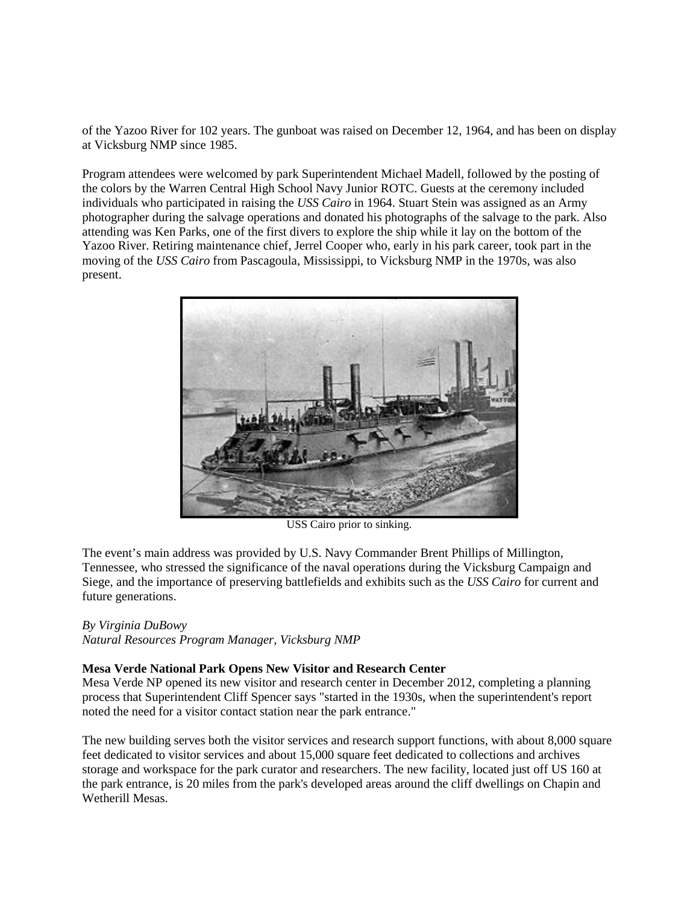of the Yazoo River for 102 years. The gunboat was raised on December 12, 1964, and has been on display at Vicksburg NMP since 1985.

Program attendees were welcomed by park Superintendent Michael Madell, followed by the posting of the colors by the Warren Central High School Navy Junior ROTC. Guests at the ceremony included individuals who participated in raising the *USS Cairo* in 1964. Stuart Stein was assigned as an Army photographer during the salvage operations and donated his photographs of the salvage to the park. Also attending was Ken Parks, one of the first divers to explore the ship while it lay on the bottom of the Yazoo River. Retiring maintenance chief, Jerrel Cooper who, early in his park career, took part in the moving of the *USS Cairo* from Pascagoula, Mississippi, to Vicksburg NMP in the 1970s, was also present.

USS Cairo prior to sinking.

The event's main address was provided by U.S. Navy Commander Brent Phillips of Millington, Tennessee, who stressed the significance of the naval operations during the Vicksburg Campaign and Siege, and the importance of preserving battlefields and exhibits such as the *USS Cairo* for current and future generations.

*By Virginia DuBowy*
*Natural Resources Program Manager, Vicksburg NMP*

**Mesa Verde National Park Opens New Visitor and Research Center**

Mesa Verde NP opened its new visitor and research center in December 2012, completing a planning process that Superintendent Cliff Spencer says "started in the 1930s, when the superintendent's report noted the need for a visitor contact station near the park entrance."

The new building serves both the visitor services and research support functions, with about 8,000 square feet dedicated to visitor services and about 15,000 square feet dedicated to collections and archives storage and workspace for the park curator and researchers. The new facility, located just off US 160 at the park entrance, is 20 miles from the park's developed areas around the cliff dwellings on Chapin and Wetherill Mesas.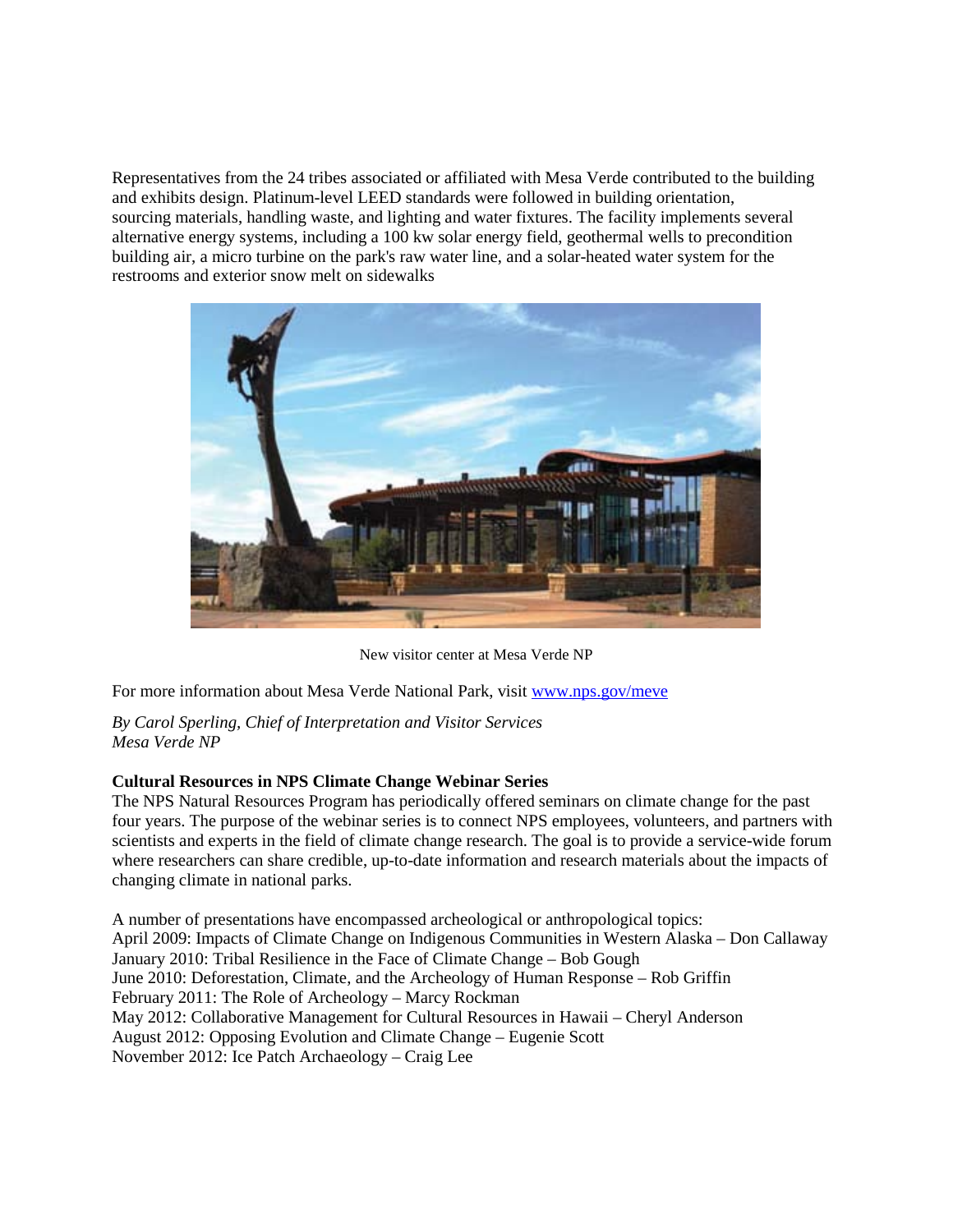Representatives from the 24 tribes associated or affiliated with Mesa Verde contributed to the building and exhibits design. Platinum-level LEED standards were followed in building orientation, sourcing materials, handling waste, and lighting and water fixtures. The facility implements several alternative energy systems, including a 100 kw solar energy field, geothermal wells to precondition building air, a micro turbine on the park's raw water line, and a solar-heated water system for the restrooms and exterior snow melt on sidewalks

New visitor center at Mesa Verde NP

For more information about Mesa Verde National Park, visit [www.nps.gov/meve](http://www.nps.gov/meve)

*By Carol Sperling, Chief of Interpretation and Visitor Services*
*Mesa Verde NP*

**Cultural Resources in NPS Climate Change Webinar Series**

The NPS Natural Resources Program has periodically offered seminars on climate change for the past four years. The purpose of the webinar series is to connect NPS employees, volunteers, and partners with scientists and experts in the field of climate change research. The goal is to provide a service-wide forum where researchers can share credible, up-to-date information and research materials about the impacts of changing climate in national parks.

A number of presentations have encompassed archeological or anthropological topics:
April 2009: Impacts of Climate Change on Indigenous Communities in Western Alaska – Don Callaway
January 2010: Tribal Resilience in the Face of Climate Change – Bob Gough
June 2010: Deforestation, Climate, and the Archeology of Human Response – Rob Griffin
February 2011: The Role of Archeology – Marcy Rockman
May 2012: Collaborative Management for Cultural Resources in Hawaii – Cheryl Anderson
August 2012: Opposing Evolution and Climate Change – Eugenie Scott
November 2012: Ice Patch Archaeology – Craig Lee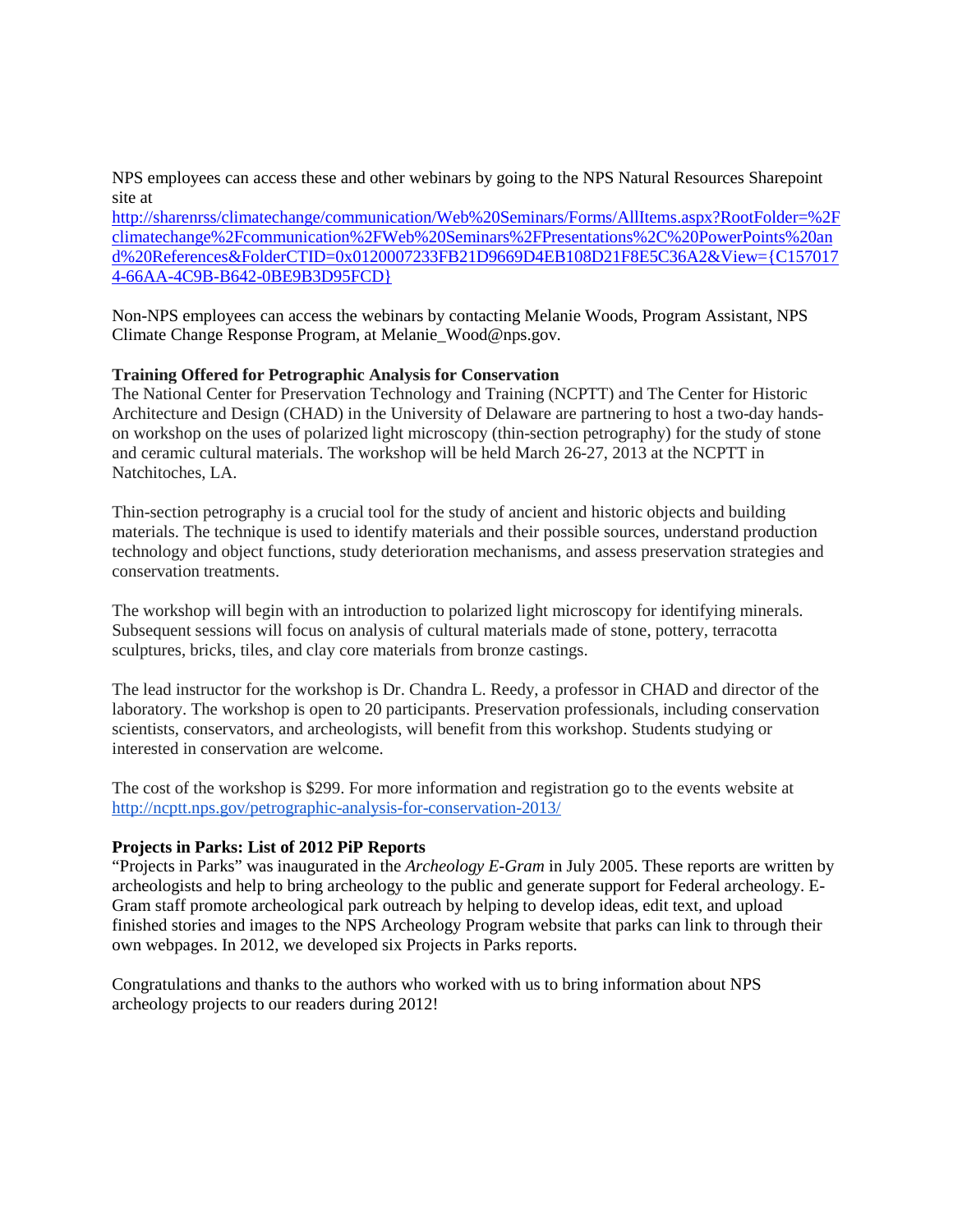NPS employees can access these and other webinars by going to the NPS Natural Resources Sharepoint site at http://sharenrss/climatechange/communication/Web%20Seminars/Forms/AllItems.aspx?RootFolder=%2Fclimatechange%2Fcommunication%2FWeb%20Seminars%2FPresentations%2C%20PowerPoints%20and%20References&FolderCTID=0x0120007233FB21D9669D4EB108D21F8E5C36A2&View={C1570174-66AA-4C9B-B642-0BE9B3D95FCD}

Non-NPS employees can access the webinars by contacting Melanie Woods, Program Assistant, NPS Climate Change Response Program, at Melanie_Wood@nps.gov.

**Training Offered for Petrographic Analysis for Conservation**

The National Center for Preservation Technology and Training (NCPTT) and The Center for Historic Architecture and Design (CHAD) in the University of Delaware are partnering to host a two-day hands-on workshop on the uses of polarized light microscopy (thin-section petrography) for the study of stone and ceramic cultural materials. The workshop will be held March 26-27, 2013 at the NCPTT in Natchitoches, LA.

Thin-section petrography is a crucial tool for the study of ancient and historic objects and building materials. The technique is used to identify materials and their possible sources, understand production technology and object functions, study deterioration mechanisms, and assess preservation strategies and conservation treatments.

The workshop will begin with an introduction to polarized light microscopy for identifying minerals. Subsequent sessions will focus on analysis of cultural materials made of stone, pottery, terracotta sculptures, bricks, tiles, and clay core materials from bronze castings.

The lead instructor for the workshop is Dr. Chandra L. Reedy, a professor in CHAD and director of the laboratory. The workshop is open to 20 participants. Preservation professionals, including conservation scientists, conservators, and archeologists, will benefit from this workshop. Students studying or interested in conservation are welcome.

The cost of the workshop is $299. For more information and registration go to the events website at http://ncptt.nps.gov/petrographic-analysis-for-conservation-2013/

**Projects in Parks: List of 2012 PiP Reports**

"Projects in Parks" was inaugurated in the *Archeology E-Gram* in July 2005. These reports are written by archeologists and help to bring archeology to the public and generate support for Federal archeology. E-Gram staff promote archeological park outreach by helping to develop ideas, edit text, and upload finished stories and images to the NPS Archeology Program website that parks can link to through their own webpages. In 2012, we developed six Projects in Parks reports.

Congratulations and thanks to the authors who worked with us to bring information about NPS archeology projects to our readers during 2012!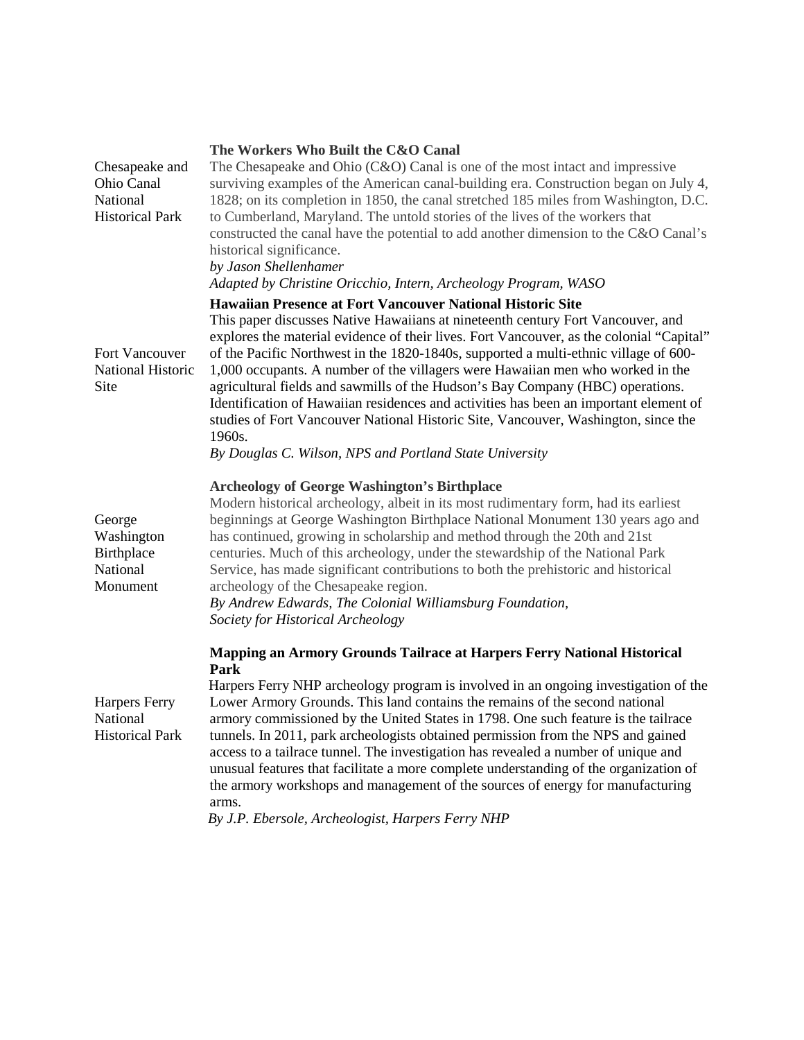| | |
|---|---|
| Chesapeake and Ohio Canal National Historical Park | **The Workers Who Built the C&O Canal**<br>The Chesapeake and Ohio (C&O) Canal is one of the most intact and impressive surviving examples of the American canal-building era. Construction began on July 4, 1828; on its completion in 1850, the canal stretched 185 miles from Washington, D.C. to Cumberland, Maryland. The untold stories of the lives of the workers that constructed the canal have the potential to add another dimension to the C&O Canal's historical significance.<br>*by Jason Shellenhamer*<br>*Adapted by Christine Oricchio, Intern, Archeology Program, WASO* |
| Fort Vancouver National Historic Site | **Hawaiian Presence at Fort Vancouver National Historic Site**<br>This paper discusses Native Hawaiians at nineteenth century Fort Vancouver, and explores the material evidence of their lives. Fort Vancouver, as the colonial "Capital" of the Pacific Northwest in the 1820-1840s, supported a multi-ethnic village of 600-1,000 occupants. A number of the villagers were Hawaiian men who worked in the agricultural fields and sawmills of the Hudson's Bay Company (HBC) operations. Identification of Hawaiian residences and activities has been an important element of studies of Fort Vancouver National Historic Site, Vancouver, Washington, since the 1960s.<br>*By Douglas C. Wilson, NPS and Portland State University* |
| George Washington Birthplace National Monument | **Archeology of George Washington's Birthplace**<br>Modern historical archeology, albeit in its most rudimentary form, had its earliest beginnings at George Washington Birthplace National Monument 130 years ago and has continued, growing in scholarship and method through the 20th and 21st centuries. Much of this archeology, under the stewardship of the National Park Service, has made significant contributions to both the prehistoric and historical archeology of the Chesapeake region.<br>*By Andrew Edwards, The Colonial Williamsburg Foundation, Society for Historical Archeology* |
| Harpers Ferry National Historical Park | **Mapping an Armory Grounds Tailrace at Harpers Ferry National Historical Park**<br>Harpers Ferry NHP archeology program is involved in an ongoing investigation of the Lower Armory Grounds. This land contains the remains of the second national armory commissioned by the United States in 1798. One such feature is the tailrace tunnels. In 2011, park archeologists obtained permission from the NPS and gained access to a tailrace tunnel. The investigation has revealed a number of unique and unusual features that facilitate a more complete understanding of the organization of the armory workshops and management of the sources of energy for manufacturing arms.<br>*By J.P. Ebersole, Archeologist, Harpers Ferry NHP* |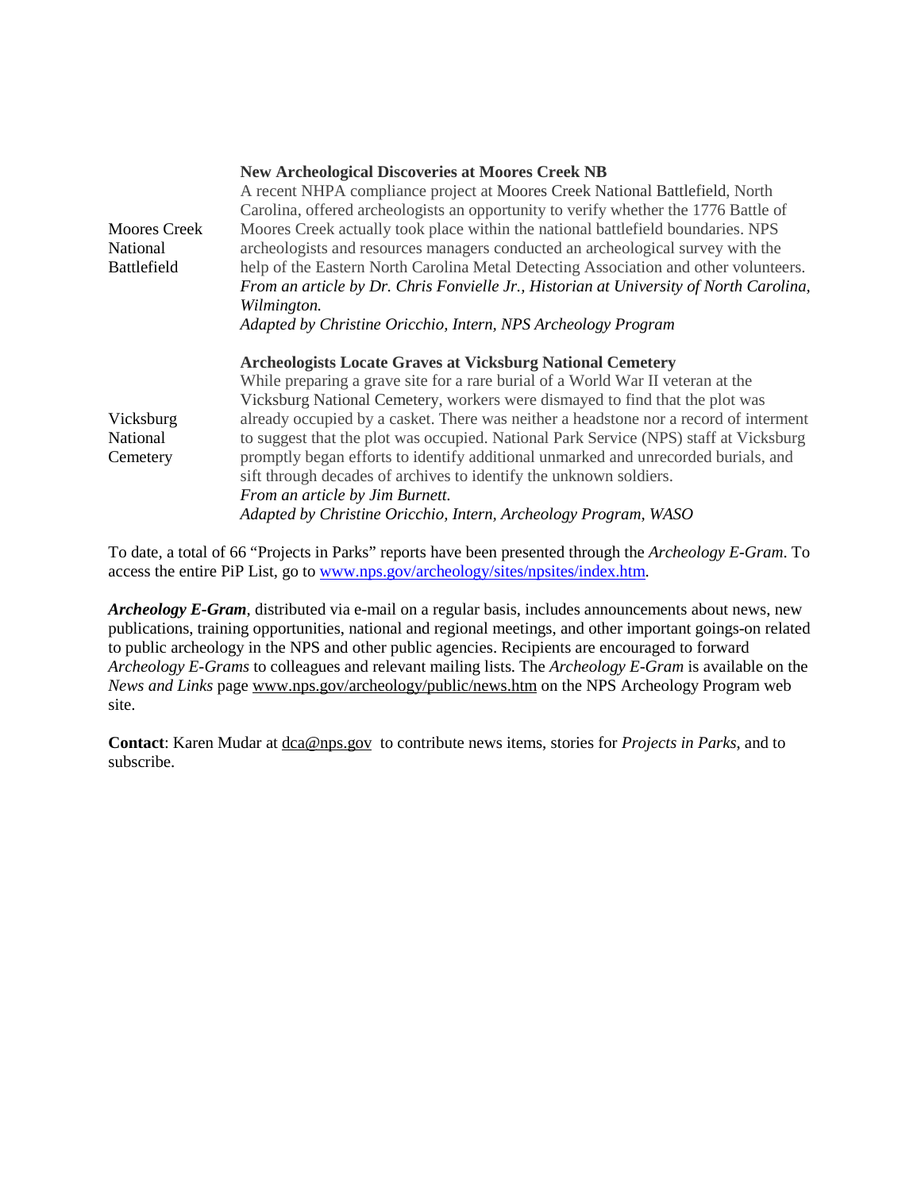Moores Creek National Battlefield

**New Archeological Discoveries at Moores Creek NB**

A recent NHPA compliance project at Moores Creek National Battlefield, North Carolina, offered archeologists an opportunity to verify whether the 1776 Battle of Moores Creek actually took place within the national battlefield boundaries. NPS archeologists and resources managers conducted an archeological survey with the help of the Eastern North Carolina Metal Detecting Association and other volunteers.

*From an article by Dr. Chris Fonvielle Jr., Historian at University of North Carolina, Wilmington.*

*Adapted by Christine Oricchio, Intern, NPS Archeology Program*

Vicksburg National Cemetery

**Archeologists Locate Graves at Vicksburg National Cemetery**

While preparing a grave site for a rare burial of a World War II veteran at the Vicksburg National Cemetery, workers were dismayed to find that the plot was already occupied by a casket. There was neither a headstone nor a record of interment to suggest that the plot was occupied. National Park Service (NPS) staff at Vicksburg promptly began efforts to identify additional unmarked and unrecorded burials, and sift through decades of archives to identify the unknown soldiers.

*From an article by Jim Burnett.*

*Adapted by Christine Oricchio, Intern, Archeology Program, WASO*

To date, a total of 66 "Projects in Parks" reports have been presented through the *Archeology E-Gram*. To access the entire PiP List, go to www.nps.gov/archeology/sites/npsites/index.htm.

***Archeology E-Gram***, distributed via e-mail on a regular basis, includes announcements about news, new publications, training opportunities, national and regional meetings, and other important goings-on related to public archeology in the NPS and other public agencies. Recipients are encouraged to forward *Archeology E-Grams* to colleagues and relevant mailing lists. The *Archeology E-Gram* is available on the *News and Links* page www.nps.gov/archeology/public/news.htm on the NPS Archeology Program web site.

**Contact**: Karen Mudar at dca@nps.gov to contribute news items, stories for *Projects in Parks*, and to subscribe.